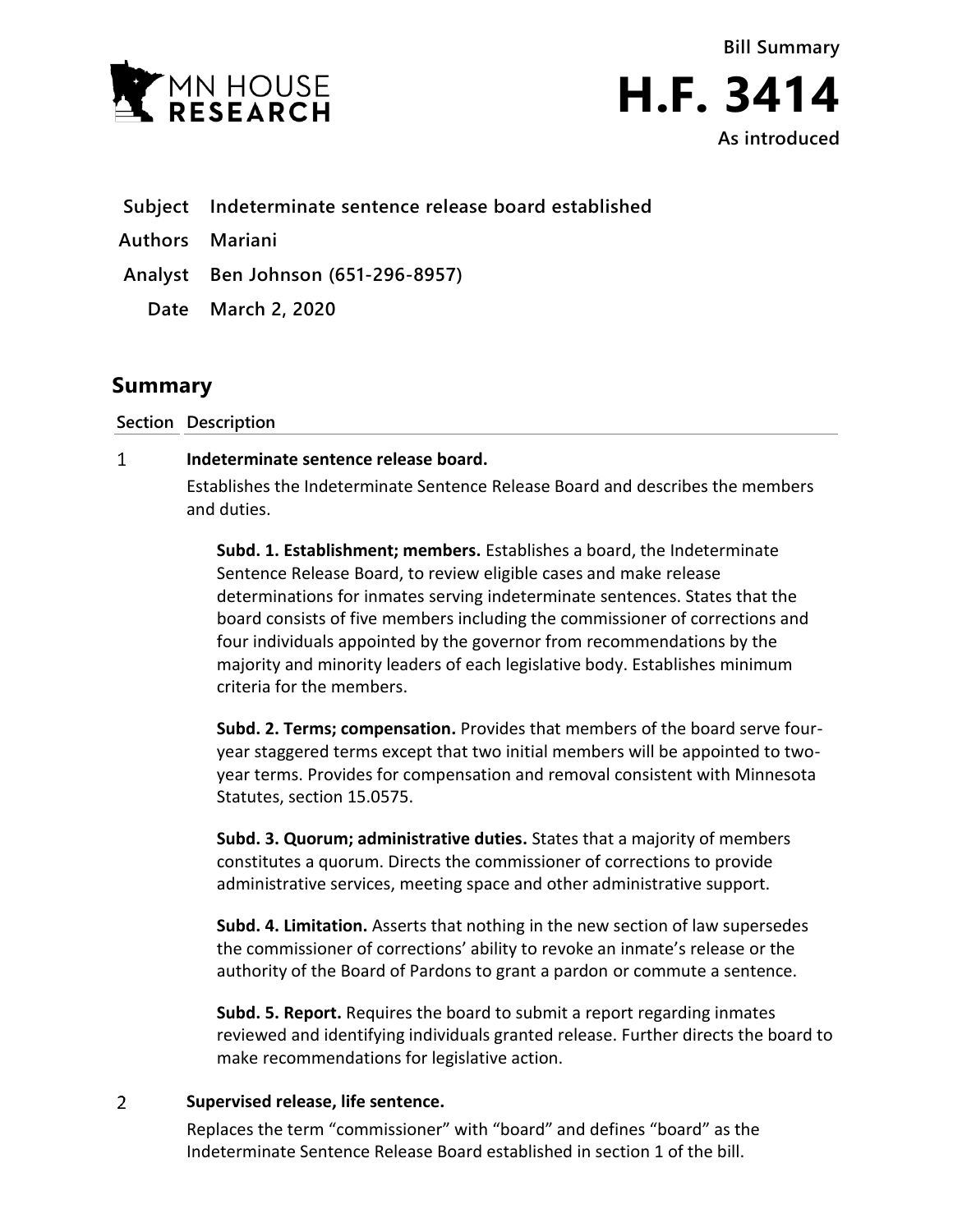Bill Summary

# H.F. 3414

As introduced

**Subject** Indeterminate sentence release board established

**Authors** Mariani

**Analyst** Ben Johnson (651-296-8957)

**Date** March 2, 2020

## Summary

| Section | Description |
|---|---|
| 1 | **Indeterminate sentence release board.** |

Establishes the Indeterminate Sentence Release Board and describes the members and duties.

**Subd. 1. Establishment; members.** Establishes a board, the Indeterminate Sentence Release Board, to review eligible cases and make release determinations for inmates serving indeterminate sentences. States that the board consists of five members including the commissioner of corrections and four individuals appointed by the governor from recommendations by the majority and minority leaders of each legislative body. Establishes minimum criteria for the members.

**Subd. 2. Terms; compensation.** Provides that members of the board serve four-year staggered terms except that two initial members will be appointed to two-year terms. Provides for compensation and removal consistent with Minnesota Statutes, section 15.0575.

**Subd. 3. Quorum; administrative duties.** States that a majority of members constitutes a quorum. Directs the commissioner of corrections to provide administrative services, meeting space and other administrative support.

**Subd. 4. Limitation.** Asserts that nothing in the new section of law supersedes the commissioner of corrections' ability to revoke an inmate's release or the authority of the Board of Pardons to grant a pardon or commute a sentence.

**Subd. 5. Report.** Requires the board to submit a report regarding inmates reviewed and identifying individuals granted release. Further directs the board to make recommendations for legislative action.

2 **Supervised release, life sentence.**

Replaces the term "commissioner" with "board" and defines "board" as the Indeterminate Sentence Release Board established in section 1 of the bill.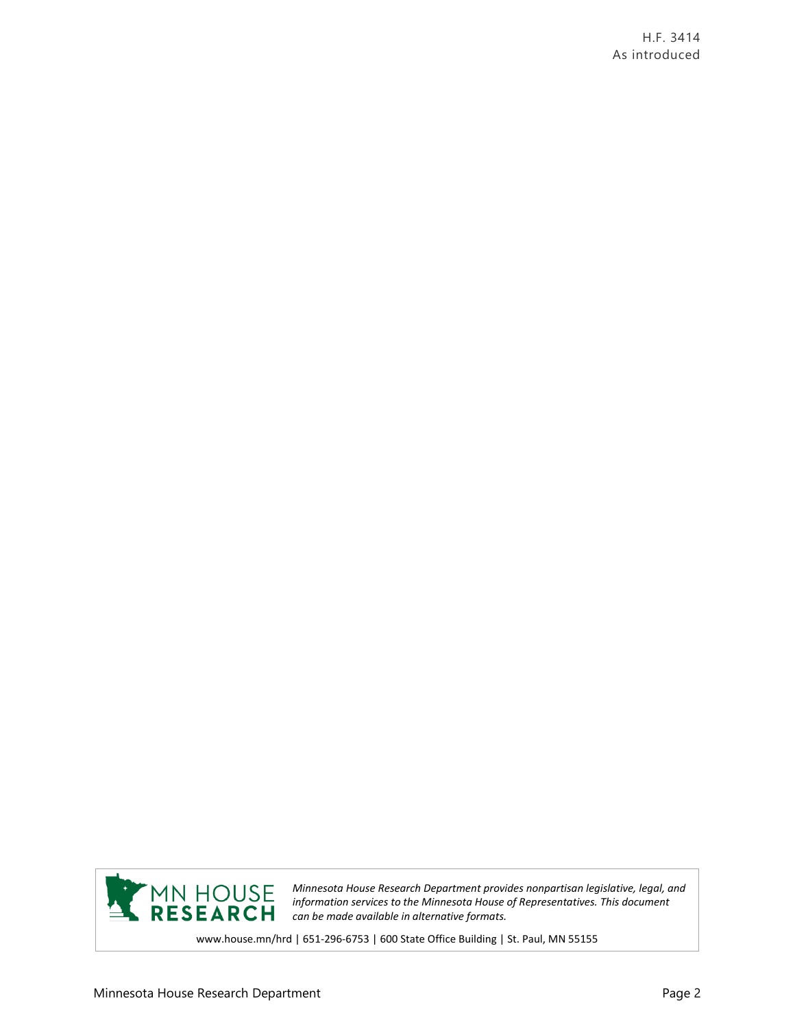MN HOUSE RESEARCH

*Minnesota House Research Department provides nonpartisan legislative, legal, and information services to the Minnesota House of Representatives. This document can be made available in alternative formats.*

www.house.mn/hrd | 651-296-6753 | 600 State Office Building | St. Paul, MN 55155